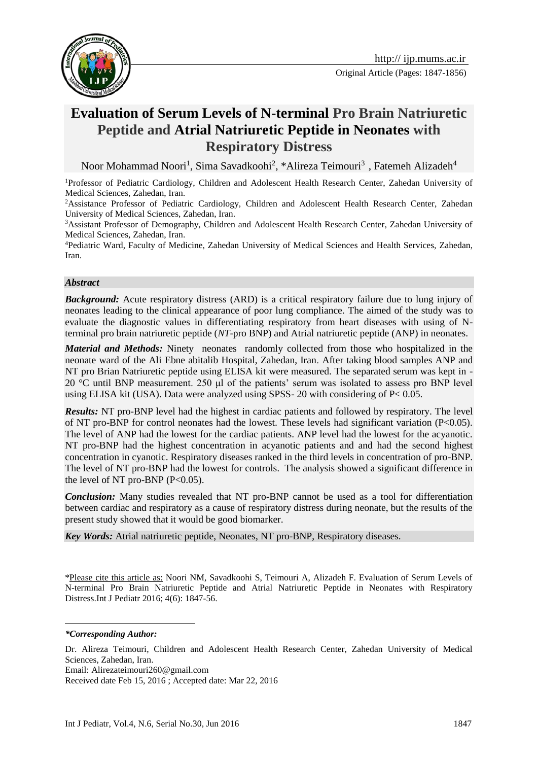Original Article (Pages: 1847-1856)

# Evaluation of Serum Levels of N-terminal Pro Brain Natriuretic Peptide and Atrial Natriuretic Peptide in Neonates with Respiratory Distress

Noor Mohammad Noori[1], Sima Savadkoohi[2], *Alireza Teimouri[3] , Fatemeh Alizadeh[4]

[1]Professor of Pediatric Cardiology, Children and Adolescent Health Research Center, Zahedan University of Medical Sciences, Zahedan, Iran.

[2]Assistance Professor of Pediatric Cardiology, Children and Adolescent Health Research Center, Zahedan University of Medical Sciences, Zahedan, Iran.

[3]Assistant Professor of Demography, Children and Adolescent Health Research Center, Zahedan University of Medical Sciences, Zahedan, Iran.

[4]Pediatric Ward, Faculty of Medicine, Zahedan University of Medical Sciences and Health Services, Zahedan, Iran.

### *Abstract*

***Background:*** Acute respiratory distress (ARD) is a critical respiratory failure due to lung injury of neonates leading to the clinical appearance of poor lung compliance. The aimed of the study was to evaluate the diagnostic values in differentiating respiratory from heart diseases with using of N-terminal pro brain natriuretic peptide (*NT*-pro BNP) and Atrial natriuretic peptide (ANP) in neonates.

***Material and Methods:*** Ninety neonates randomly collected from those who hospitalized in the neonate ward of the Ali Ebne abitalib Hospital, Zahedan, Iran. After taking blood samples ANP and NT pro Brian Natriuretic peptide using ELISA kit were measured. The separated serum was kept in -20 °C until BNP measurement. 250 µl of the patients' serum was isolated to assess pro BNP level using ELISA kit (USA). Data were analyzed using SPSS- 20 with considering of P< 0.05.

***Results:*** NT pro-BNP level had the highest in cardiac patients and followed by respiratory. The level of NT pro-BNP for control neonates had the lowest. These levels had significant variation (P<0.05). The level of ANP had the lowest for the cardiac patients. ANP level had the lowest for the acyanotic. NT pro-BNP had the highest concentration in acyanotic patients and and had the second highest concentration in cyanotic. Respiratory diseases ranked in the third levels in concentration of pro-BNP. The level of NT pro-BNP had the lowest for controls. The analysis showed a significant difference in the level of NT pro-BNP (P<0.05).

***Conclusion:*** Many studies revealed that NT pro-BNP cannot be used as a tool for differentiation between cardiac and respiratory as a cause of respiratory distress during neonate, but the results of the present study showed that it would be good biomarker.

***Key Words:*** Atrial natriuretic peptide, Neonates, NT pro-BNP, Respiratory diseases.

*Please cite this article as: Noori NM, Savadkoohi S, Teimouri A, Alizadeh F. Evaluation of Serum Levels of N-terminal Pro Brain Natriuretic Peptide and Atrial Natriuretic Peptide in Neonates with Respiratory Distress.Int J Pediatr 2016; 4(6): 1847-56.

***Corresponding Author:***

Dr. Alireza Teimouri, Children and Adolescent Health Research Center, Zahedan University of Medical Sciences, Zahedan, Iran.

Email: Alirezateimouri260@gmail.com

Received date Feb 15, 2016 ; Accepted date: Mar 22, 2016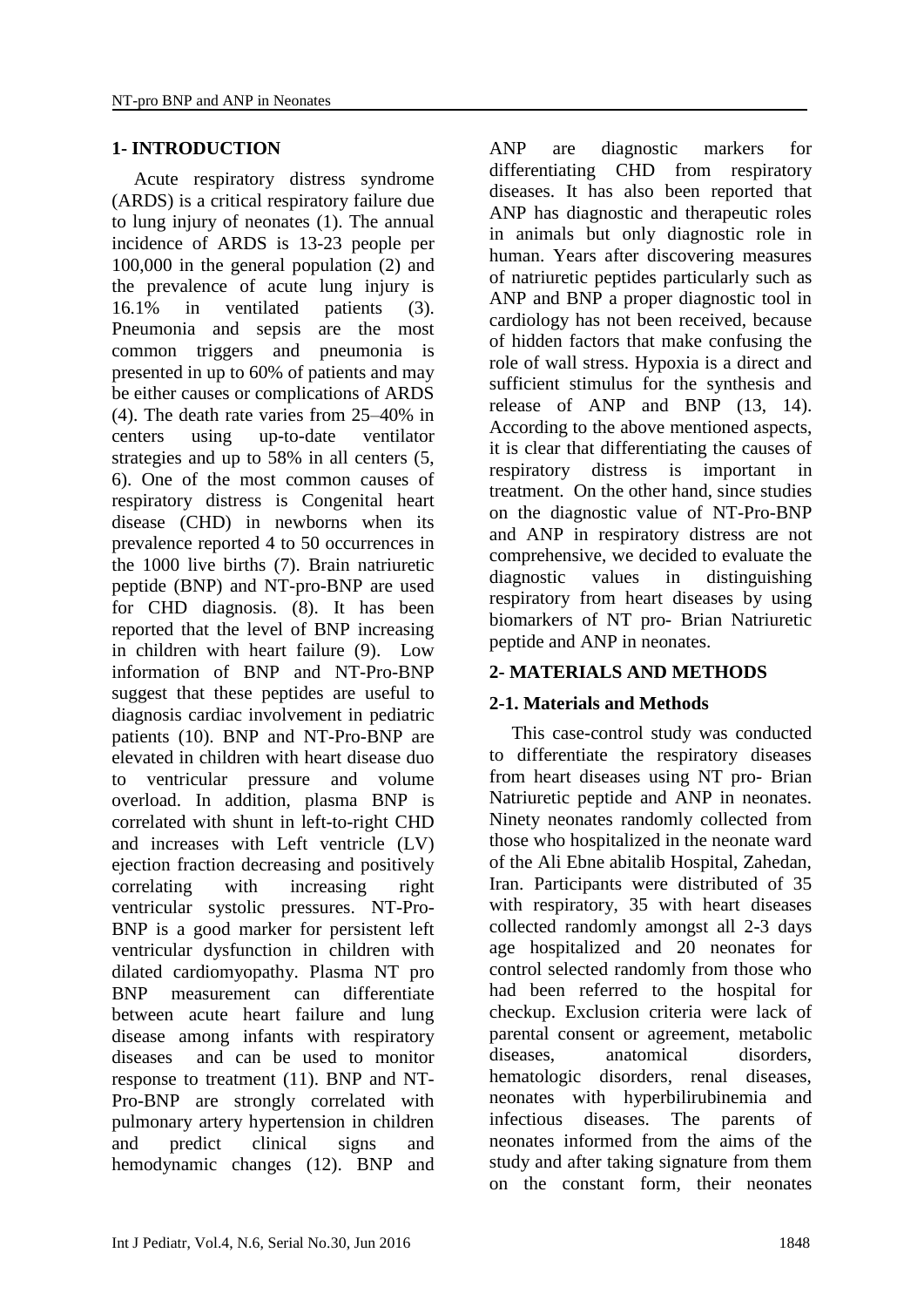## 1- INTRODUCTION

Acute respiratory distress syndrome (ARDS) is a critical respiratory failure due to lung injury of neonates (1). The annual incidence of ARDS is 13-23 people per 100,000 in the general population (2) and the prevalence of acute lung injury is 16.1% in ventilated patients (3). Pneumonia and sepsis are the most common triggers and pneumonia is presented in up to 60% of patients and may be either causes or complications of ARDS (4). The death rate varies from 25–40% in centers using up-to-date ventilator strategies and up to 58% in all centers (5, 6). One of the most common causes of respiratory distress is Congenital heart disease (CHD) in newborns when its prevalence reported 4 to 50 occurrences in the 1000 live births (7). Brain natriuretic peptide (BNP) and NT-pro-BNP are used for CHD diagnosis. (8). It has been reported that the level of BNP increasing in children with heart failure (9). Low information of BNP and NT-Pro-BNP suggest that these peptides are useful to diagnosis cardiac involvement in pediatric patients (10). BNP and NT-Pro-BNP are elevated in children with heart disease duo to ventricular pressure and volume overload. In addition, plasma BNP is correlated with shunt in left-to-right CHD and increases with Left ventricle (LV) ejection fraction decreasing and positively correlating with increasing right ventricular systolic pressures. NT-Pro-BNP is a good marker for persistent left ventricular dysfunction in children with dilated cardiomyopathy. Plasma NT pro BNP measurement can differentiate between acute heart failure and lung disease among infants with respiratory diseases and can be used to monitor response to treatment (11). BNP and NT-Pro-BNP are strongly correlated with pulmonary artery hypertension in children and predict clinical signs and hemodynamic changes (12). BNP and ANP are diagnostic markers for differentiating CHD from respiratory diseases. It has also been reported that ANP has diagnostic and therapeutic roles in animals but only diagnostic role in human. Years after discovering measures of natriuretic peptides particularly such as ANP and BNP a proper diagnostic tool in cardiology has not been received, because of hidden factors that make confusing the role of wall stress. Hypoxia is a direct and sufficient stimulus for the synthesis and release of ANP and BNP (13, 14). According to the above mentioned aspects, it is clear that differentiating the causes of respiratory distress is important in treatment. On the other hand, since studies on the diagnostic value of NT-Pro-BNP and ANP in respiratory distress are not comprehensive, we decided to evaluate the diagnostic values in distinguishing respiratory from heart diseases by using biomarkers of NT pro- Brian Natriuretic peptide and ANP in neonates.

## 2- MATERIALS AND METHODS

### 2-1. Materials and Methods

This case-control study was conducted to differentiate the respiratory diseases from heart diseases using NT pro- Brian Natriuretic peptide and ANP in neonates. Ninety neonates randomly collected from those who hospitalized in the neonate ward of the Ali Ebne abitalib Hospital, Zahedan, Iran. Participants were distributed of 35 with respiratory, 35 with heart diseases collected randomly amongst all 2-3 days age hospitalized and 20 neonates for control selected randomly from those who had been referred to the hospital for checkup. Exclusion criteria were lack of parental consent or agreement, metabolic diseases, anatomical disorders, hematologic disorders, renal diseases, neonates with hyperbilirubinemia and infectious diseases. The parents of neonates informed from the aims of the study and after taking signature from them on the constant form, their neonates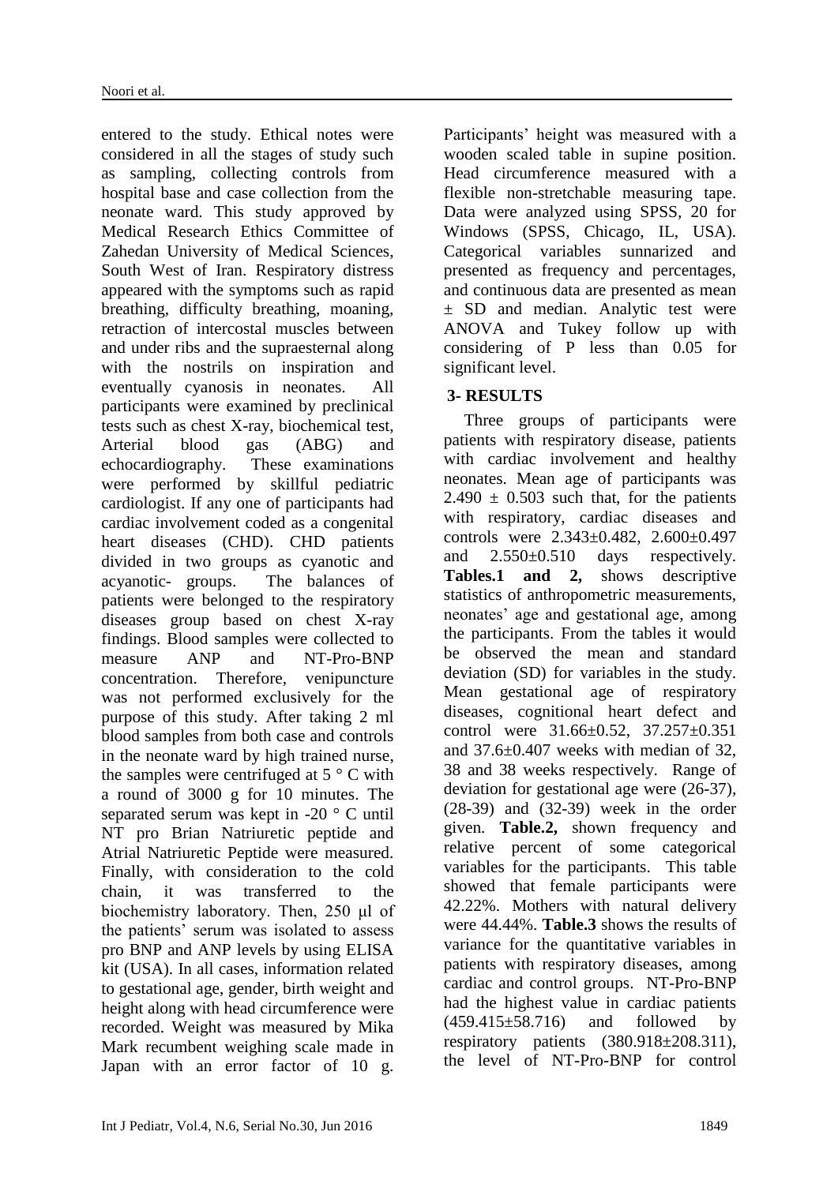entered to the study. Ethical notes were considered in all the stages of study such as sampling, collecting controls from hospital base and case collection from the neonate ward. This study approved by Medical Research Ethics Committee of Zahedan University of Medical Sciences, South West of Iran. Respiratory distress appeared with the symptoms such as rapid breathing, difficulty breathing, moaning, retraction of intercostal muscles between and under ribs and the supraesternal along with the nostrils on inspiration and eventually cyanosis in neonates. All participants were examined by preclinical tests such as chest X-ray, biochemical test, Arterial blood gas (ABG) and echocardiography. These examinations were performed by skillful pediatric cardiologist. If any one of participants had cardiac involvement coded as a congenital heart diseases (CHD). CHD patients divided in two groups as cyanotic and acyanotic- groups. The balances of patients were belonged to the respiratory diseases group based on chest X-ray findings. Blood samples were collected to measure ANP and NT-Pro-BNP concentration. Therefore, venipuncture was not performed exclusively for the purpose of this study. After taking 2 ml blood samples from both case and controls in the neonate ward by high trained nurse, the samples were centrifuged at 5 ° C with a round of 3000 g for 10 minutes. The separated serum was kept in -20 ° C until NT pro Brian Natriuretic peptide and Atrial Natriuretic Peptide were measured. Finally, with consideration to the cold chain, it was transferred to the biochemistry laboratory. Then, 250 μl of the patients' serum was isolated to assess pro BNP and ANP levels by using ELISA kit (USA). In all cases, information related to gestational age, gender, birth weight and height along with head circumference were recorded. Weight was measured by Mika Mark recumbent weighing scale made in Japan with an error factor of 10 g. Participants' height was measured with a wooden scaled table in supine position. Head circumference measured with a flexible non-stretchable measuring tape. Data were analyzed using SPSS, 20 for Windows (SPSS, Chicago, IL, USA). Categorical variables sunnarized and presented as frequency and percentages, and continuous data are presented as mean ± SD and median. Analytic test were ANOVA and Tukey follow up with considering of P less than 0.05 for significant level.

## 3- RESULTS

Three groups of participants were patients with respiratory disease, patients with cardiac involvement and healthy neonates. Mean age of participants was 2.490 ± 0.503 such that, for the patients with respiratory, cardiac diseases and controls were 2.343±0.482, 2.600±0.497 and 2.550±0.510 days respectively. **Tables.1 and 2,** shows descriptive statistics of anthropometric measurements, neonates' age and gestational age, among the participants. From the tables it would be observed the mean and standard deviation (SD) for variables in the study. Mean gestational age of respiratory diseases, cognitional heart defect and control were 31.66±0.52, 37.257±0.351 and 37.6±0.407 weeks with median of 32, 38 and 38 weeks respectively. Range of deviation for gestational age were (26-37), (28-39) and (32-39) week in the order given. **Table.2,** shown frequency and relative percent of some categorical variables for the participants. This table showed that female participants were 42.22%. Mothers with natural delivery were 44.44%. **Table.3** shows the results of variance for the quantitative variables in patients with respiratory diseases, among cardiac and control groups. NT-Pro-BNP had the highest value in cardiac patients (459.415±58.716) and followed by respiratory patients (380.918±208.311), the level of NT-Pro-BNP for control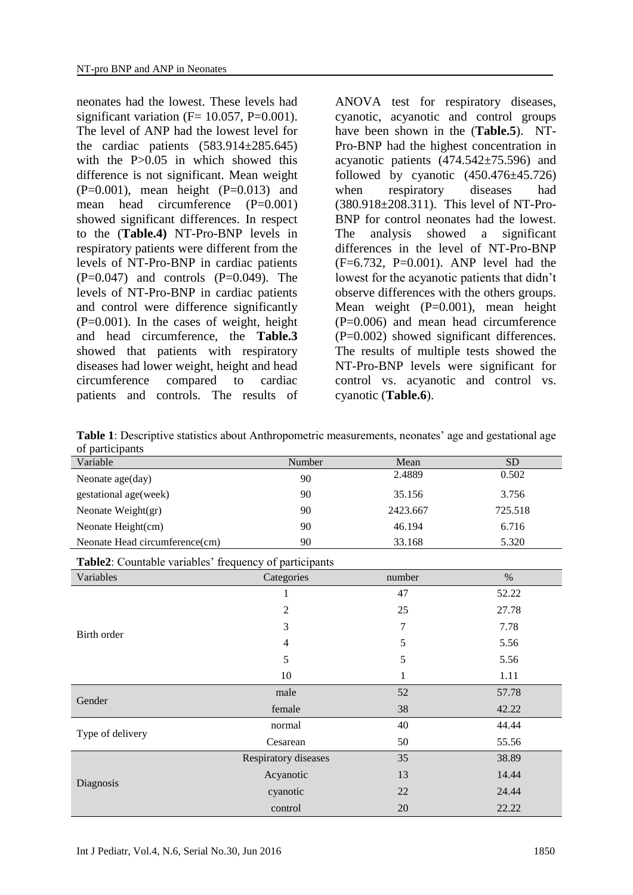neonates had the lowest. These levels had significant variation (F= 10.057, P=0.001). The level of ANP had the lowest level for the cardiac patients (583.914±285.645) with the P>0.05 in which showed this difference is not significant. Mean weight (P=0.001), mean height (P=0.013) and mean head circumference (P=0.001) showed significant differences. In respect to the (**Table.4)** NT-Pro-BNP levels in respiratory patients were different from the levels of NT-Pro-BNP in cardiac patients (P=0.047) and controls (P=0.049). The levels of NT-Pro-BNP in cardiac patients and control were difference significantly (P=0.001). In the cases of weight, height and head circumference, the **Table.3** showed that patients with respiratory diseases had lower weight, height and head circumference compared to cardiac patients and controls. The results of ANOVA test for respiratory diseases, cyanotic, acyanotic and control groups have been shown in the (**Table.5**). NT-Pro-BNP had the highest concentration in acyanotic patients (474.542±75.596) and followed by cyanotic (450.476±45.726) when respiratory diseases had (380.918±208.311). This level of NT-Pro-BNP for control neonates had the lowest. The analysis showed a significant differences in the level of NT-Pro-BNP (F=6.732, P=0.001). ANP level had the lowest for the acyanotic patients that didn't observe differences with the others groups. Mean weight (P=0.001), mean height (P=0.006) and mean head circumference (P=0.002) showed significant differences. The results of multiple tests showed the NT-Pro-BNP levels were significant for control vs. acyanotic and control vs. cyanotic (**Table.6**).

**Table 1**: Descriptive statistics about Anthropometric measurements, neonates' age and gestational age of participants

| Variable | Number | Mean | SD |
|---|---|---|---|
| Neonate age(day) | 90 | 2.4889 | 0.502 |
| gestational age(week) | 90 | 35.156 | 3.756 |
| Neonate Weight(gr) | 90 | 2423.667 | 725.518 |
| Neonate Height(cm) | 90 | 46.194 | 6.716 |
| Neonate Head circumference(cm) | 90 | 33.168 | 5.320 |

**Table2**: Countable variables' frequency of participants

| Variables | Categories | number | % |
|---|---|---|---|
| Birth order | 1 | 47 | 52.22 |
| | 2 | 25 | 27.78 |
| | 3 | 7 | 7.78 |
| | 4 | 5 | 5.56 |
| | 5 | 5 | 5.56 |
| | 10 | 1 | 1.11 |
| Gender | male | 52 | 57.78 |
| | female | 38 | 42.22 |
| Type of delivery | normal | 40 | 44.44 |
| | Cesarean | 50 | 55.56 |
| Diagnosis | Respiratory diseases | 35 | 38.89 |
| | Acyanotic | 13 | 14.44 |
| | cyanotic | 22 | 24.44 |
| | control | 20 | 22.22 |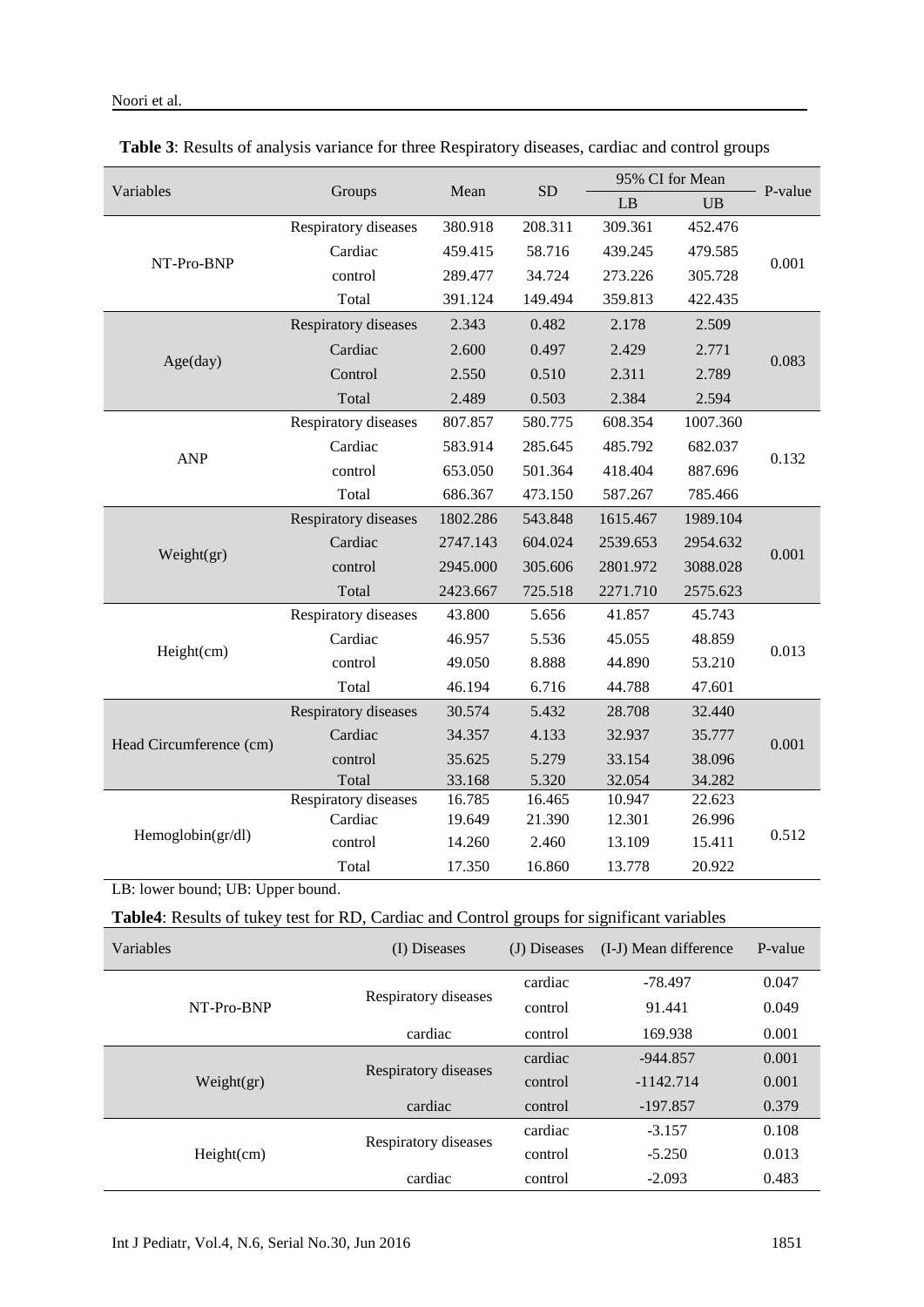**Table 3**: Results of analysis variance for three Respiratory diseases, cardiac and control groups

| Variables | Groups | Mean | SD | 95% CI for Mean | | P-value |
|---|---|---|---|---|---|---|
| | | | | LB | UB | |
| NT-Pro-BNP | Respiratory diseases | 380.918 | 208.311 | 309.361 | 452.476 | 0.001 |
| | Cardiac | 459.415 | 58.716 | 439.245 | 479.585 | |
| | control | 289.477 | 34.724 | 273.226 | 305.728 | |
| | Total | 391.124 | 149.494 | 359.813 | 422.435 | |
| Age(day) | Respiratory diseases | 2.343 | 0.482 | 2.178 | 2.509 | 0.083 |
| | Cardiac | 2.600 | 0.497 | 2.429 | 2.771 | |
| | Control | 2.550 | 0.510 | 2.311 | 2.789 | |
| | Total | 2.489 | 0.503 | 2.384 | 2.594 | |
| ANP | Respiratory diseases | 807.857 | 580.775 | 608.354 | 1007.360 | 0.132 |
| | Cardiac | 583.914 | 285.645 | 485.792 | 682.037 | |
| | control | 653.050 | 501.364 | 418.404 | 887.696 | |
| | Total | 686.367 | 473.150 | 587.267 | 785.466 | |
| Weight(gr) | Respiratory diseases | 1802.286 | 543.848 | 1615.467 | 1989.104 | 0.001 |
| | Cardiac | 2747.143 | 604.024 | 2539.653 | 2954.632 | |
| | control | 2945.000 | 305.606 | 2801.972 | 3088.028 | |
| | Total | 2423.667 | 725.518 | 2271.710 | 2575.623 | |
| Height(cm) | Respiratory diseases | 43.800 | 5.656 | 41.857 | 45.743 | 0.013 |
| | Cardiac | 46.957 | 5.536 | 45.055 | 48.859 | |
| | control | 49.050 | 8.888 | 44.890 | 53.210 | |
| | Total | 46.194 | 6.716 | 44.788 | 47.601 | |
| Head Circumference (cm) | Respiratory diseases | 30.574 | 5.432 | 28.708 | 32.440 | 0.001 |
| | Cardiac | 34.357 | 4.133 | 32.937 | 35.777 | |
| | control | 35.625 | 5.279 | 33.154 | 38.096 | |
| | Total | 33.168 | 5.320 | 32.054 | 34.282 | |
| Hemoglobin(gr/dl) | Respiratory diseases | 16.785 | 16.465 | 10.947 | 22.623 | 0.512 |
| | Cardiac | 19.649 | 21.390 | 12.301 | 26.996 | |
| | control | 14.260 | 2.460 | 13.109 | 15.411 | |
| | Total | 17.350 | 16.860 | 13.778 | 20.922 | |

LB: lower bound; UB: Upper bound.

**Table4**: Results of tukey test for RD, Cardiac and Control groups for significant variables

| Variables | (I) Diseases | (J) Diseases | (I-J) Mean difference | P-value |
|---|---|---|---|---|
| NT-Pro-BNP | Respiratory diseases | cardiac | -78.497 | 0.047 |
| | | control | 91.441 | 0.049 |
| | cardiac | control | 169.938 | 0.001 |
| Weight(gr) | Respiratory diseases | cardiac | -944.857 | 0.001 |
| | | control | -1142.714 | 0.001 |
| | cardiac | control | -197.857 | 0.379 |
| Height(cm) | Respiratory diseases | cardiac | -3.157 | 0.108 |
| | | control | -5.250 | 0.013 |
| | cardiac | control | -2.093 | 0.483 |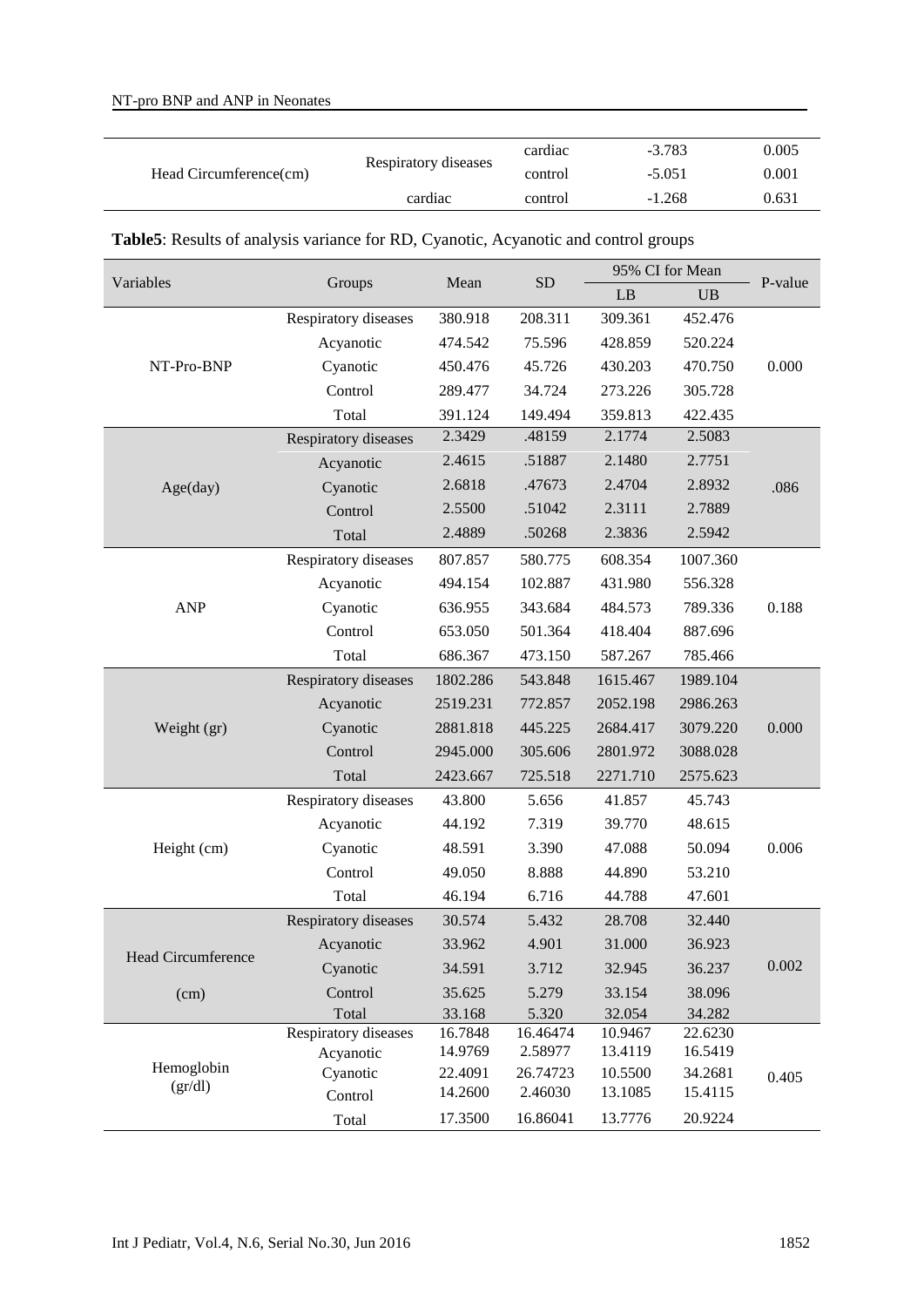| | | | | |
|---|---|---|---|---|
| Head Circumference(cm) | Respiratory diseases | cardiac | -3.783 | 0.005 |
| | | control | -5.051 | 0.001 |
| | cardiac | control | -1.268 | 0.631 |

**Table5**: Results of analysis variance for RD, Cyanotic, Acyanotic and control groups

| Variables | Groups | Mean | SD | 95% CI for Mean | | P-value |
|---|---|---|---|---|---|---|
| | | | | LB | UB | |
| NT-Pro-BNP | Respiratory diseases | 380.918 | 208.311 | 309.361 | 452.476 | 0.000 |
| | Acyanotic | 474.542 | 75.596 | 428.859 | 520.224 | |
| | Cyanotic | 450.476 | 45.726 | 430.203 | 470.750 | |
| | Control | 289.477 | 34.724 | 273.226 | 305.728 | |
| | Total | 391.124 | 149.494 | 359.813 | 422.435 | |
| Age(day) | Respiratory diseases | 2.3429 | .48159 | 2.1774 | 2.5083 | .086 |
| | Acyanotic | 2.4615 | .51887 | 2.1480 | 2.7751 | |
| | Cyanotic | 2.6818 | .47673 | 2.4704 | 2.8932 | |
| | Control | 2.5500 | .51042 | 2.3111 | 2.7889 | |
| | Total | 2.4889 | .50268 | 2.3836 | 2.5942 | |
| ANP | Respiratory diseases | 807.857 | 580.775 | 608.354 | 1007.360 | 0.188 |
| | Acyanotic | 494.154 | 102.887 | 431.980 | 556.328 | |
| | Cyanotic | 636.955 | 343.684 | 484.573 | 789.336 | |
| | Control | 653.050 | 501.364 | 418.404 | 887.696 | |
| | Total | 686.367 | 473.150 | 587.267 | 785.466 | |
| Weight (gr) | Respiratory diseases | 1802.286 | 543.848 | 1615.467 | 1989.104 | 0.000 |
| | Acyanotic | 2519.231 | 772.857 | 2052.198 | 2986.263 | |
| | Cyanotic | 2881.818 | 445.225 | 2684.417 | 3079.220 | |
| | Control | 2945.000 | 305.606 | 2801.972 | 3088.028 | |
| | Total | 2423.667 | 725.518 | 2271.710 | 2575.623 | |
| Height (cm) | Respiratory diseases | 43.800 | 5.656 | 41.857 | 45.743 | 0.006 |
| | Acyanotic | 44.192 | 7.319 | 39.770 | 48.615 | |
| | Cyanotic | 48.591 | 3.390 | 47.088 | 50.094 | |
| | Control | 49.050 | 8.888 | 44.890 | 53.210 | |
| | Total | 46.194 | 6.716 | 44.788 | 47.601 | |
| Head Circumference (cm) | Respiratory diseases | 30.574 | 5.432 | 28.708 | 32.440 | 0.002 |
| | Acyanotic | 33.962 | 4.901 | 31.000 | 36.923 | |
| | Cyanotic | 34.591 | 3.712 | 32.945 | 36.237 | |
| | Control | 35.625 | 5.279 | 33.154 | 38.096 | |
| | Total | 33.168 | 5.320 | 32.054 | 34.282 | |
| Hemoglobin (gr/dl) | Respiratory diseases | 16.7848 | 16.46474 | 10.9467 | 22.6230 | 0.405 |
| | Acyanotic | 14.9769 | 2.58977 | 13.4119 | 16.5419 | |
| | Cyanotic | 22.4091 | 26.74723 | 10.5500 | 34.2681 | |
| | Control | 14.2600 | 2.46030 | 13.1085 | 15.4115 | |
| | Total | 17.3500 | 16.86041 | 13.7776 | 20.9224 | |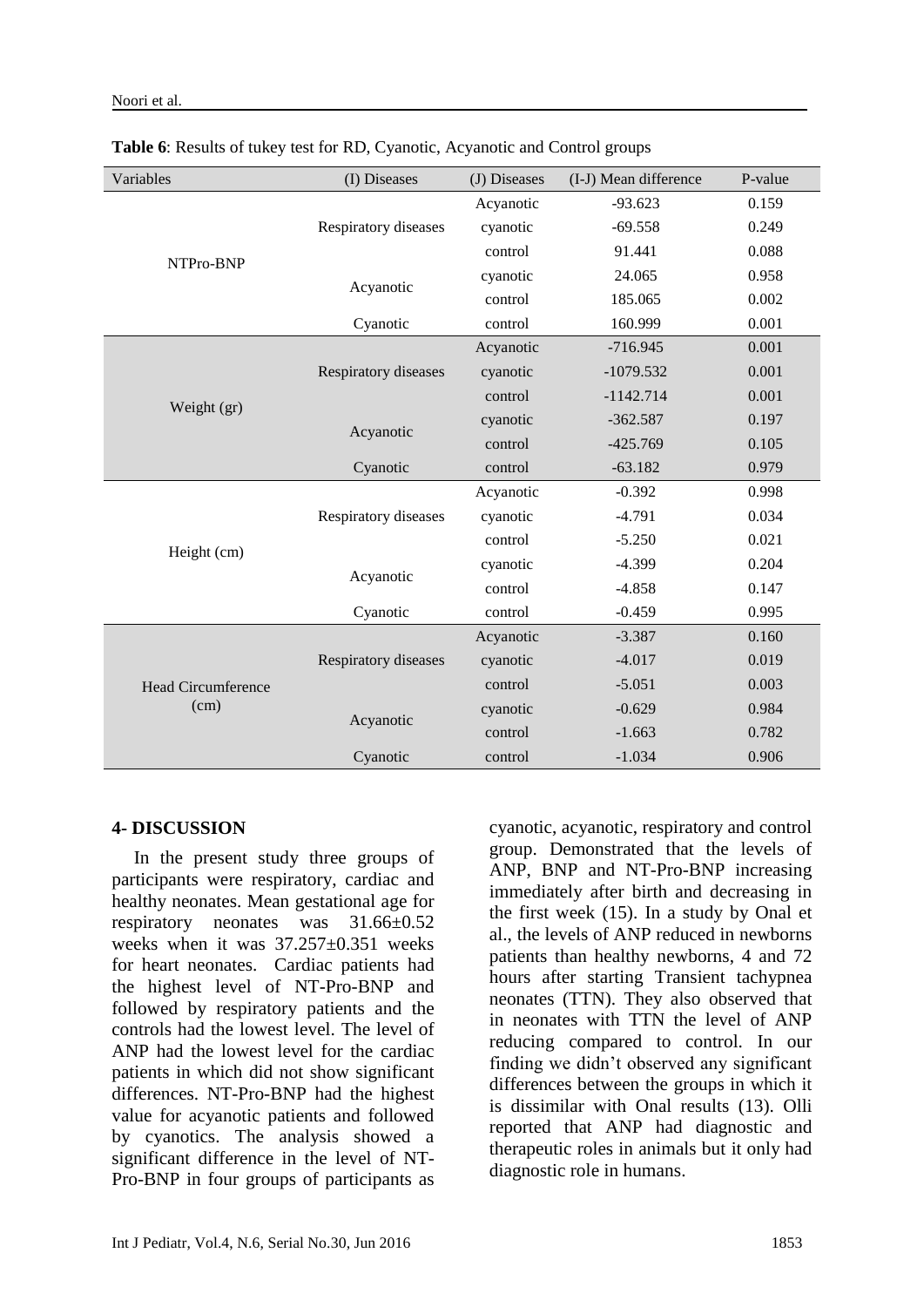**Table 6**: Results of tukey test for RD, Cyanotic, Acyanotic and Control groups

| Variables | (I) Diseases | (J) Diseases | (I-J) Mean difference | P-value |
|---|---|---|---|---|
| NTPro-BNP | Respiratory diseases | Acyanotic | -93.623 | 0.159 |
| | | cyanotic | -69.558 | 0.249 |
| | | control | 91.441 | 0.088 |
| | Acyanotic | cyanotic | 24.065 | 0.958 |
| | | control | 185.065 | 0.002 |
| | Cyanotic | control | 160.999 | 0.001 |
| Weight (gr) | Respiratory diseases | Acyanotic | -716.945 | 0.001 |
| | | cyanotic | -1079.532 | 0.001 |
| | | control | -1142.714 | 0.001 |
| | Acyanotic | cyanotic | -362.587 | 0.197 |
| | | control | -425.769 | 0.105 |
| | Cyanotic | control | -63.182 | 0.979 |
| Height (cm) | Respiratory diseases | Acyanotic | -0.392 | 0.998 |
| | | cyanotic | -4.791 | 0.034 |
| | | control | -5.250 | 0.021 |
| | Acyanotic | cyanotic | -4.399 | 0.204 |
| | | control | -4.858 | 0.147 |
| | Cyanotic | control | -0.459 | 0.995 |
| Head Circumference (cm) | Respiratory diseases | Acyanotic | -3.387 | 0.160 |
| | | cyanotic | -4.017 | 0.019 |
| | | control | -5.051 | 0.003 |
| | Acyanotic | cyanotic | -0.629 | 0.984 |
| | | control | -1.663 | 0.782 |
| | Cyanotic | control | -1.034 | 0.906 |

## 4- DISCUSSION

In the present study three groups of participants were respiratory, cardiac and healthy neonates. Mean gestational age for respiratory neonates was 31.66±0.52 weeks when it was 37.257±0.351 weeks for heart neonates. Cardiac patients had the highest level of NT-Pro-BNP and followed by respiratory patients and the controls had the lowest level. The level of ANP had the lowest level for the cardiac patients in which did not show significant differences. NT-Pro-BNP had the highest value for acyanotic patients and followed by cyanotics. The analysis showed a significant difference in the level of NT-Pro-BNP in four groups of participants as cyanotic, acyanotic, respiratory and control group. Demonstrated that the levels of ANP, BNP and NT-Pro-BNP increasing immediately after birth and decreasing in the first week (15). In a study by Onal et al., the levels of ANP reduced in newborns patients than healthy newborns, 4 and 72 hours after starting Transient tachypnea neonates (TTN). They also observed that in neonates with TTN the level of ANP reducing compared to control. In our finding we didn't observed any significant differences between the groups in which it is dissimilar with Onal results (13). Olli reported that ANP had diagnostic and therapeutic roles in animals but it only had diagnostic role in humans.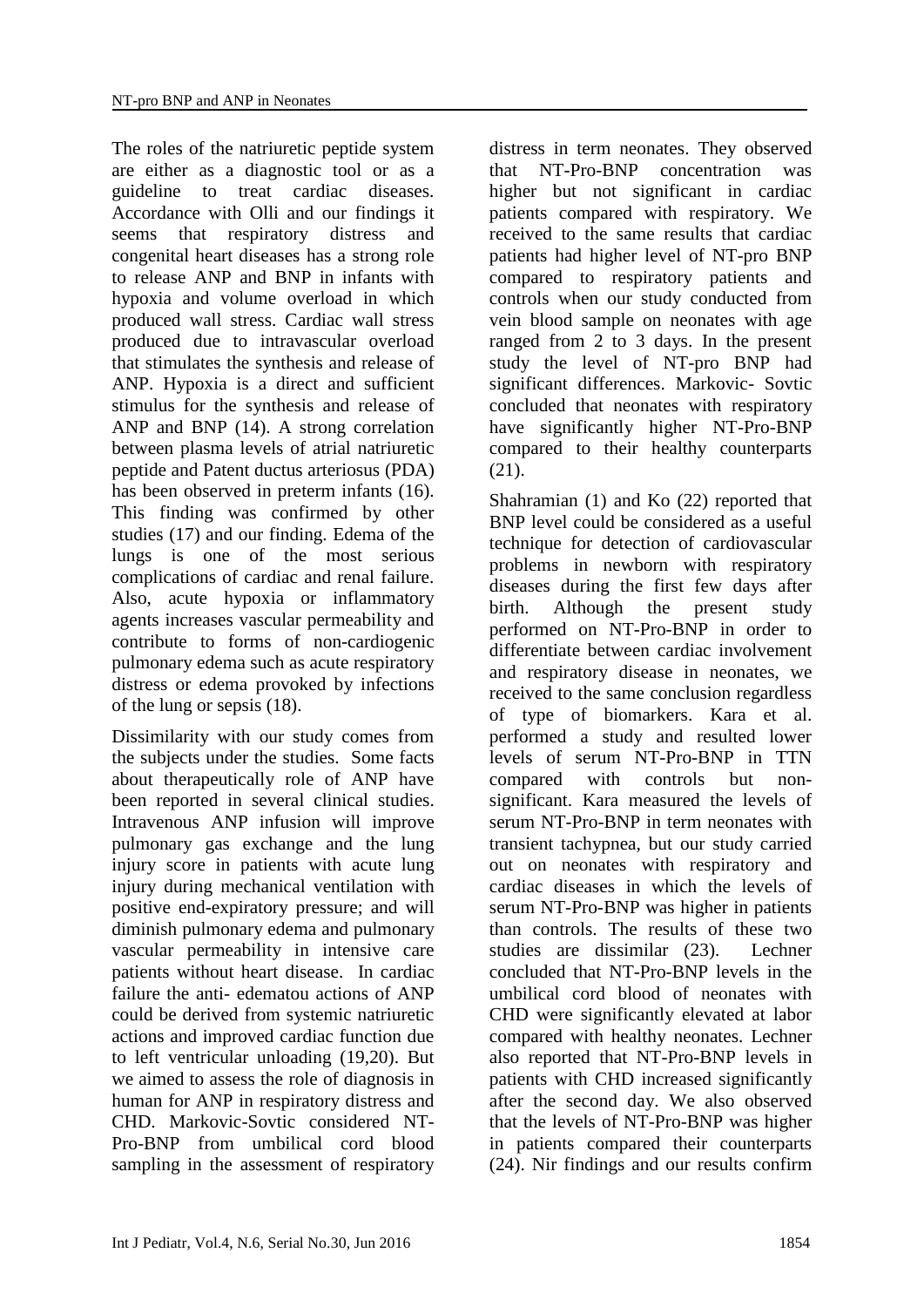The roles of the natriuretic peptide system are either as a diagnostic tool or as a guideline to treat cardiac diseases. Accordance with Olli and our findings it seems that respiratory distress and congenital heart diseases has a strong role to release ANP and BNP in infants with hypoxia and volume overload in which produced wall stress. Cardiac wall stress produced due to intravascular overload that stimulates the synthesis and release of ANP. Hypoxia is a direct and sufficient stimulus for the synthesis and release of ANP and BNP (14). A strong correlation between plasma levels of atrial natriuretic peptide and Patent ductus arteriosus (PDA) has been observed in preterm infants (16). This finding was confirmed by other studies (17) and our finding. Edema of the lungs is one of the most serious complications of cardiac and renal failure. Also, acute hypoxia or inflammatory agents increases vascular permeability and contribute to forms of non-cardiogenic pulmonary edema such as acute respiratory distress or edema provoked by infections of the lung or sepsis (18).

Dissimilarity with our study comes from the subjects under the studies. Some facts about therapeutically role of ANP have been reported in several clinical studies. Intravenous ANP infusion will improve pulmonary gas exchange and the lung injury score in patients with acute lung injury during mechanical ventilation with positive end-expiratory pressure; and will diminish pulmonary edema and pulmonary vascular permeability in intensive care patients without heart disease. In cardiac failure the anti- edematou actions of ANP could be derived from systemic natriuretic actions and improved cardiac function due to left ventricular unloading (19,20). But we aimed to assess the role of diagnosis in human for ANP in respiratory distress and CHD. Markovic-Sovtic considered NT-Pro-BNP from umbilical cord blood sampling in the assessment of respiratory distress in term neonates. They observed that NT-Pro-BNP concentration was higher but not significant in cardiac patients compared with respiratory. We received to the same results that cardiac patients had higher level of NT-pro BNP compared to respiratory patients and controls when our study conducted from vein blood sample on neonates with age ranged from 2 to 3 days. In the present study the level of NT-pro BNP had significant differences. Markovic- Sovtic concluded that neonates with respiratory have significantly higher NT-Pro-BNP compared to their healthy counterparts (21).

Shahramian (1) and Ko (22) reported that BNP level could be considered as a useful technique for detection of cardiovascular problems in newborn with respiratory diseases during the first few days after birth. Although the present study performed on NT-Pro-BNP in order to differentiate between cardiac involvement and respiratory disease in neonates, we received to the same conclusion regardless of type of biomarkers. Kara et al. performed a study and resulted lower levels of serum NT-Pro-BNP in TTN compared with controls but non-significant. Kara measured the levels of serum NT-Pro-BNP in term neonates with transient tachypnea, but our study carried out on neonates with respiratory and cardiac diseases in which the levels of serum NT-Pro-BNP was higher in patients than controls. The results of these two studies are dissimilar (23). Lechner concluded that NT-Pro-BNP levels in the umbilical cord blood of neonates with CHD were significantly elevated at labor compared with healthy neonates. Lechner also reported that NT-Pro-BNP levels in patients with CHD increased significantly after the second day. We also observed that the levels of NT-Pro-BNP was higher in patients compared their counterparts (24). Nir findings and our results confirm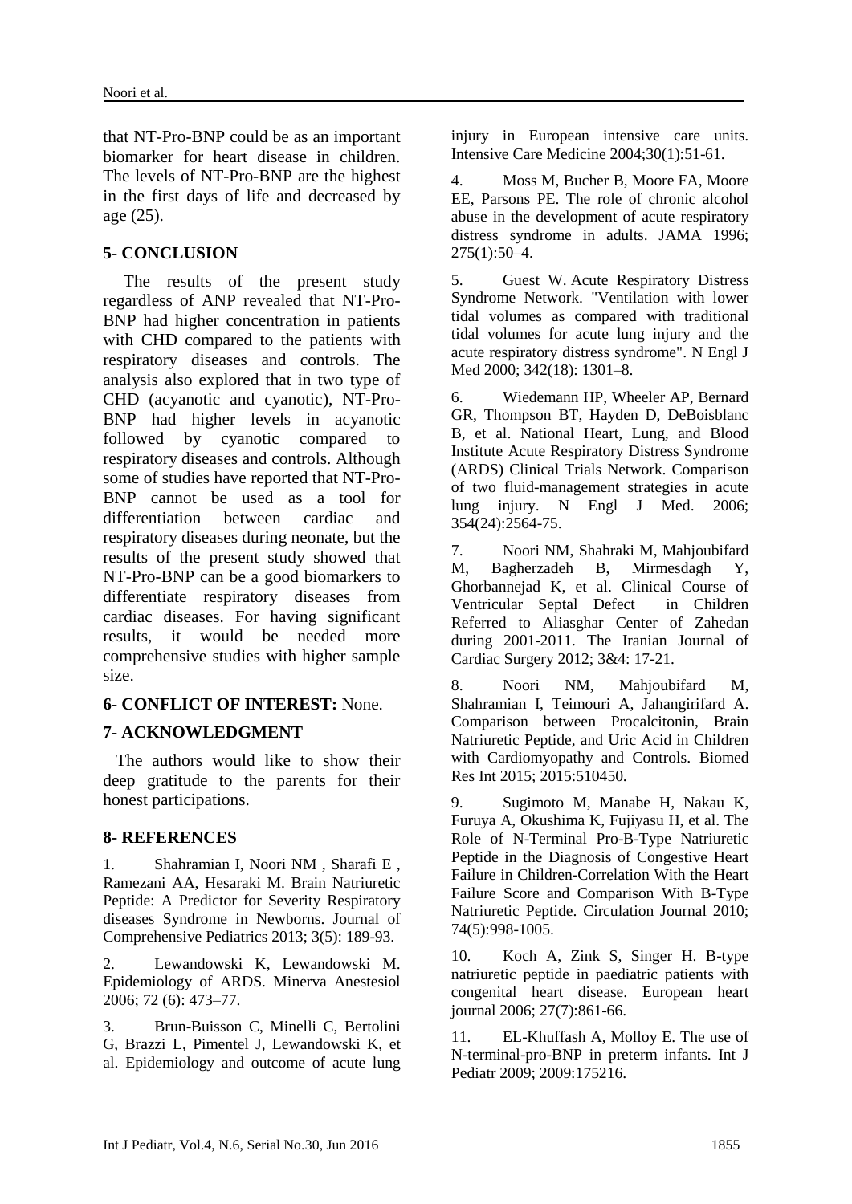that NT-Pro-BNP could be as an important biomarker for heart disease in children. The levels of NT-Pro-BNP are the highest in the first days of life and decreased by age (25).

## 5- CONCLUSION

The results of the present study regardless of ANP revealed that NT-Pro-BNP had higher concentration in patients with CHD compared to the patients with respiratory diseases and controls. The analysis also explored that in two type of CHD (acyanotic and cyanotic), NT-Pro-BNP had higher levels in acyanotic followed by cyanotic compared to respiratory diseases and controls. Although some of studies have reported that NT-Pro-BNP cannot be used as a tool for differentiation between cardiac and respiratory diseases during neonate, but the results of the present study showed that NT-Pro-BNP can be a good biomarkers to differentiate respiratory diseases from cardiac diseases. For having significant results, it would be needed more comprehensive studies with higher sample size.

## 6- CONFLICT OF INTEREST: None.

## 7- ACKNOWLEDGMENT

The authors would like to show their deep gratitude to the parents for their honest participations.

## 8- REFERENCES

1. Shahramian I, Noori NM , Sharafi E , Ramezani AA, Hesaraki M. Brain Natriuretic Peptide: A Predictor for Severity Respiratory diseases Syndrome in Newborns. Journal of Comprehensive Pediatrics 2013; 3(5): 189-93.

2. Lewandowski K, Lewandowski M. Epidemiology of ARDS. Minerva Anestesiol 2006; 72 (6): 473–77.

3. Brun-Buisson C, Minelli C, Bertolini G, Brazzi L, Pimentel J, Lewandowski K, et al. Epidemiology and outcome of acute lung injury in European intensive care units. Intensive Care Medicine 2004;30(1):51-61.

4. Moss M, Bucher B, Moore FA, Moore EE, Parsons PE. The role of chronic alcohol abuse in the development of acute respiratory distress syndrome in adults. JAMA 1996; 275(1):50–4.

5. Guest W. Acute Respiratory Distress Syndrome Network. "Ventilation with lower tidal volumes as compared with traditional tidal volumes for acute lung injury and the acute respiratory distress syndrome". N Engl J Med 2000; 342(18): 1301–8.

6. Wiedemann HP, Wheeler AP, Bernard GR, Thompson BT, Hayden D, DeBoisblanc B, et al. National Heart, Lung, and Blood Institute Acute Respiratory Distress Syndrome (ARDS) Clinical Trials Network. Comparison of two fluid-management strategies in acute lung injury. N Engl J Med. 2006; 354(24):2564-75.

7. Noori NM, Shahraki M, Mahjoubifard M, Bagherzadeh B, Mirmesdagh Y, Ghorbannejad K, et al. Clinical Course of Ventricular Septal Defect in Children Referred to Aliasghar Center of Zahedan during 2001-2011. The Iranian Journal of Cardiac Surgery 2012; 3&4: 17-21.

8. Noori NM, Mahjoubifard M, Shahramian I, Teimouri A, Jahangirifard A. Comparison between Procalcitonin, Brain Natriuretic Peptide, and Uric Acid in Children with Cardiomyopathy and Controls. Biomed Res Int 2015; 2015:510450.

9. Sugimoto M, Manabe H, Nakau K, Furuya A, Okushima K, Fujiyasu H, et al. The Role of N-Terminal Pro-B-Type Natriuretic Peptide in the Diagnosis of Congestive Heart Failure in Children-Correlation With the Heart Failure Score and Comparison With B-Type Natriuretic Peptide. Circulation Journal 2010; 74(5):998-1005.

10. Koch A, Zink S, Singer H. B-type natriuretic peptide in paediatric patients with congenital heart disease. European heart journal 2006; 27(7):861-66.

11. EL-Khuffash A, Molloy E. The use of N-terminal-pro-BNP in preterm infants. Int J Pediatr 2009; 2009:175216.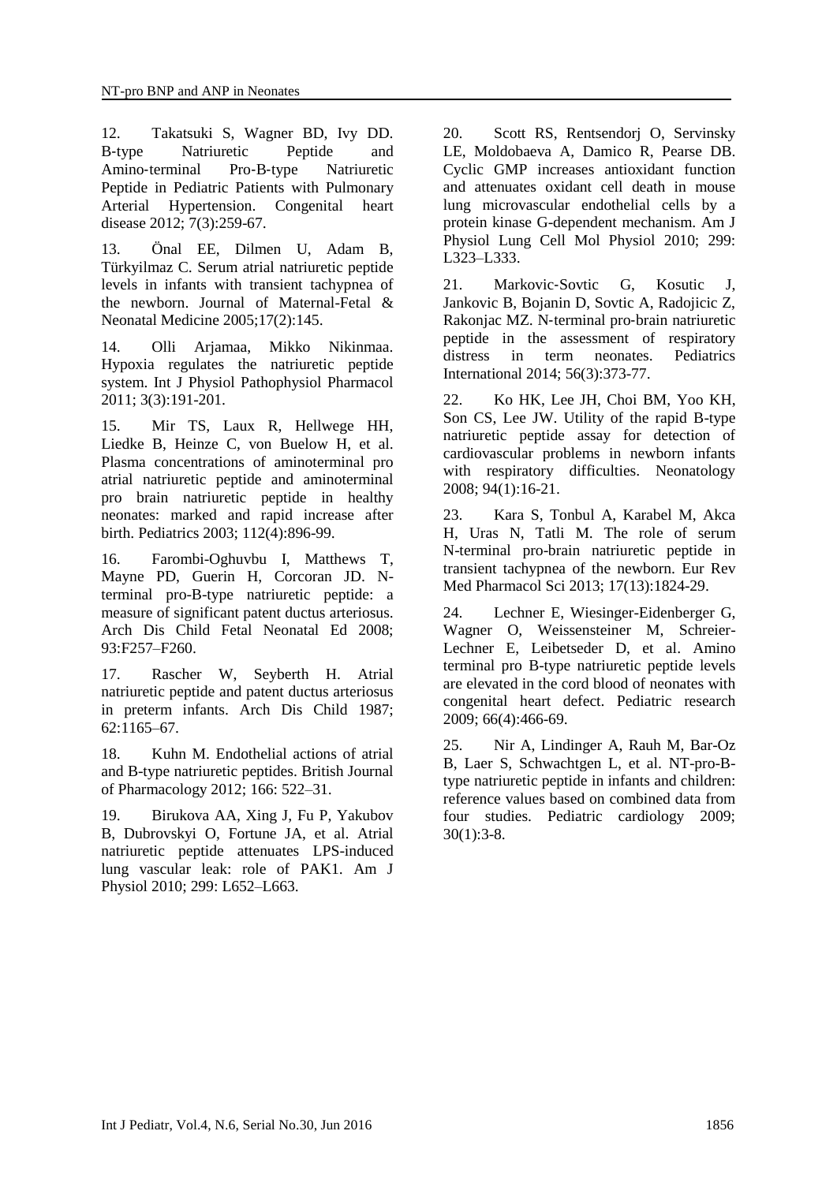12. Takatsuki S, Wagner BD, Ivy DD. B‐type Natriuretic Peptide and Amino‐terminal Pro‐B‐type Natriuretic Peptide in Pediatric Patients with Pulmonary Arterial Hypertension. Congenital heart disease 2012; 7(3):259-67.

13. Önal EE, Dilmen U, Adam B, Türkyilmaz C. Serum atrial natriuretic peptide levels in infants with transient tachypnea of the newborn. Journal of Maternal-Fetal & Neonatal Medicine 2005;17(2):145.

14. Olli Arjamaa, Mikko Nikinmaa. Hypoxia regulates the natriuretic peptide system. Int J Physiol Pathophysiol Pharmacol 2011; 3(3):191-201.

15. Mir TS, Laux R, Hellwege HH, Liedke B, Heinze C, von Buelow H, et al. Plasma concentrations of aminoterminal pro atrial natriuretic peptide and aminoterminal pro brain natriuretic peptide in healthy neonates: marked and rapid increase after birth. Pediatrics 2003; 112(4):896-99.

16. Farombi-Oghuvbu I, Matthews T, Mayne PD, Guerin H, Corcoran JD. N-terminal pro-B-type natriuretic peptide: a measure of significant patent ductus arteriosus. Arch Dis Child Fetal Neonatal Ed 2008; 93:F257–F260.

17. Rascher W, Seyberth H. Atrial natriuretic peptide and patent ductus arteriosus in preterm infants. Arch Dis Child 1987; 62:1165–67.

18. Kuhn M. Endothelial actions of atrial and B-type natriuretic peptides. British Journal of Pharmacology 2012; 166: 522–31.

19. Birukova AA, Xing J, Fu P, Yakubov B, Dubrovskyi O, Fortune JA, et al. Atrial natriuretic peptide attenuates LPS-induced lung vascular leak: role of PAK1. Am J Physiol 2010; 299: L652–L663.

20. Scott RS, Rentsendorj O, Servinsky LE, Moldobaeva A, Damico R, Pearse DB. Cyclic GMP increases antioxidant function and attenuates oxidant cell death in mouse lung microvascular endothelial cells by a protein kinase G-dependent mechanism. Am J Physiol Lung Cell Mol Physiol 2010; 299: L323–L333.

21. Markovic‐Sovtic G, Kosutic J, Jankovic B, Bojanin D, Sovtic A, Radojicic Z, Rakonjac MZ. N‐terminal pro‐brain natriuretic peptide in the assessment of respiratory distress in term neonates. Pediatrics International 2014; 56(3):373-77.

22. Ko HK, Lee JH, Choi BM, Yoo KH, Son CS, Lee JW. Utility of the rapid B-type natriuretic peptide assay for detection of cardiovascular problems in newborn infants with respiratory difficulties. Neonatology 2008; 94(1):16-21.

23. Kara S, Tonbul A, Karabel M, Akca H, Uras N, Tatli M. The role of serum N-terminal pro-brain natriuretic peptide in transient tachypnea of the newborn. Eur Rev Med Pharmacol Sci 2013; 17(13):1824-29.

24. Lechner E, Wiesinger-Eidenberger G, Wagner O, Weissensteiner M, Schreier-Lechner E, Leibetseder D, et al. Amino terminal pro B-type natriuretic peptide levels are elevated in the cord blood of neonates with congenital heart defect. Pediatric research 2009; 66(4):466-69.

25. Nir A, Lindinger A, Rauh M, Bar-Oz B, Laer S, Schwachtgen L, et al. NT-pro-B-type natriuretic peptide in infants and children: reference values based on combined data from four studies. Pediatric cardiology 2009; 30(1):3-8.